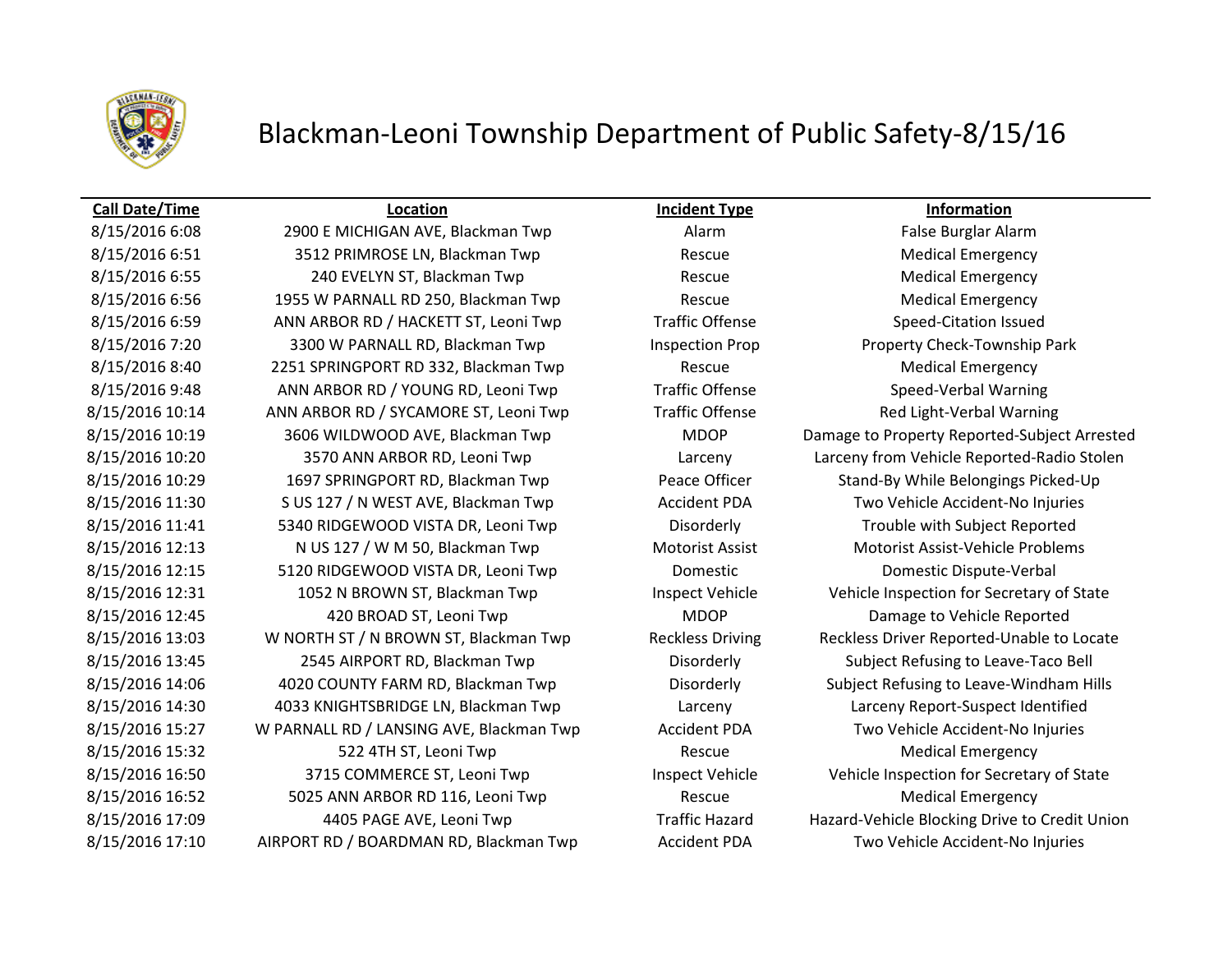# Blackman-Leoni Township Department of Public Safety-8/15/16

| Call Date/Time | Location | Incident Type | Information |
|---|---|---|---|
| 8/15/2016 6:08 | 2900 E MICHIGAN AVE, Blackman Twp | Alarm | False Burglar Alarm |
| 8/15/2016 6:51 | 3512 PRIMROSE LN, Blackman Twp | Rescue | Medical Emergency |
| 8/15/2016 6:55 | 240 EVELYN ST, Blackman Twp | Rescue | Medical Emergency |
| 8/15/2016 6:56 | 1955 W PARNALL RD 250, Blackman Twp | Rescue | Medical Emergency |
| 8/15/2016 6:59 | ANN ARBOR RD / HACKETT ST, Leoni Twp | Traffic Offense | Speed-Citation Issued |
| 8/15/2016 7:20 | 3300 W PARNALL RD, Blackman Twp | Inspection Prop | Property Check-Township Park |
| 8/15/2016 8:40 | 2251 SPRINGPORT RD 332, Blackman Twp | Rescue | Medical Emergency |
| 8/15/2016 9:48 | ANN ARBOR RD / YOUNG RD, Leoni Twp | Traffic Offense | Speed-Verbal Warning |
| 8/15/2016 10:14 | ANN ARBOR RD / SYCAMORE ST, Leoni Twp | Traffic Offense | Red Light-Verbal Warning |
| 8/15/2016 10:19 | 3606 WILDWOOD AVE, Blackman Twp | MDOP | Damage to Property Reported-Subject Arrested |
| 8/15/2016 10:20 | 3570 ANN ARBOR RD, Leoni Twp | Larceny | Larceny from Vehicle Reported-Radio Stolen |
| 8/15/2016 10:29 | 1697 SPRINGPORT RD, Blackman Twp | Peace Officer | Stand-By While Belongings Picked-Up |
| 8/15/2016 11:30 | S US 127 / N WEST AVE, Blackman Twp | Accident PDA | Two Vehicle Accident-No Injuries |
| 8/15/2016 11:41 | 5340 RIDGEWOOD VISTA DR, Leoni Twp | Disorderly | Trouble with Subject Reported |
| 8/15/2016 12:13 | N US 127 / W M 50, Blackman Twp | Motorist Assist | Motorist Assist-Vehicle Problems |
| 8/15/2016 12:15 | 5120 RIDGEWOOD VISTA DR, Leoni Twp | Domestic | Domestic Dispute-Verbal |
| 8/15/2016 12:31 | 1052 N BROWN ST, Blackman Twp | Inspect Vehicle | Vehicle Inspection for Secretary of State |
| 8/15/2016 12:45 | 420 BROAD ST, Leoni Twp | MDOP | Damage to Vehicle Reported |
| 8/15/2016 13:03 | W NORTH ST / N BROWN ST, Blackman Twp | Reckless Driving | Reckless Driver Reported-Unable to Locate |
| 8/15/2016 13:45 | 2545 AIRPORT RD, Blackman Twp | Disorderly | Subject Refusing to Leave-Taco Bell |
| 8/15/2016 14:06 | 4020 COUNTY FARM RD, Blackman Twp | Disorderly | Subject Refusing to Leave-Windham Hills |
| 8/15/2016 14:30 | 4033 KNIGHTSBRIDGE LN, Blackman Twp | Larceny | Larceny Report-Suspect Identified |
| 8/15/2016 15:27 | W PARNALL RD / LANSING AVE, Blackman Twp | Accident PDA | Two Vehicle Accident-No Injuries |
| 8/15/2016 15:32 | 522 4TH ST, Leoni Twp | Rescue | Medical Emergency |
| 8/15/2016 16:50 | 3715 COMMERCE ST, Leoni Twp | Inspect Vehicle | Vehicle Inspection for Secretary of State |
| 8/15/2016 16:52 | 5025 ANN ARBOR RD 116, Leoni Twp | Rescue | Medical Emergency |
| 8/15/2016 17:09 | 4405 PAGE AVE, Leoni Twp | Traffic Hazard | Hazard-Vehicle Blocking Drive to Credit Union |
| 8/15/2016 17:10 | AIRPORT RD / BOARDMAN RD, Blackman Twp | Accident PDA | Two Vehicle Accident-No Injuries |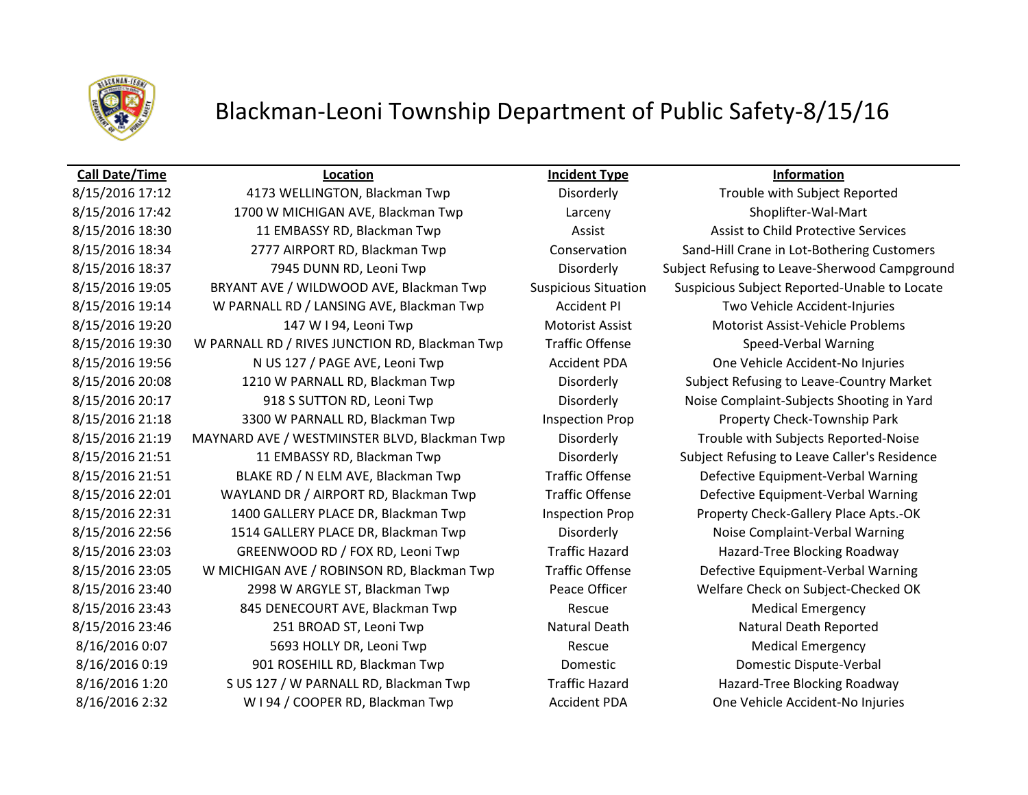# Blackman-Leoni Township Department of Public Safety-8/15/16

| Call Date/Time | Location | Incident Type | Information |
|---|---|---|---|
| 8/15/2016 17:12 | 4173 WELLINGTON, Blackman Twp | Disorderly | Trouble with Subject Reported |
| 8/15/2016 17:42 | 1700 W MICHIGAN AVE, Blackman Twp | Larceny | Shoplifter-Wal-Mart |
| 8/15/2016 18:30 | 11 EMBASSY RD, Blackman Twp | Assist | Assist to Child Protective Services |
| 8/15/2016 18:34 | 2777 AIRPORT RD, Blackman Twp | Conservation | Sand-Hill Crane in Lot-Bothering Customers |
| 8/15/2016 18:37 | 7945 DUNN RD, Leoni Twp | Disorderly | Subject Refusing to Leave-Sherwood Campground |
| 8/15/2016 19:05 | BRYANT AVE / WILDWOOD AVE, Blackman Twp | Suspicious Situation | Suspicious Subject Reported-Unable to Locate |
| 8/15/2016 19:14 | W PARNALL RD / LANSING AVE, Blackman Twp | Accident PI | Two Vehicle Accident-Injuries |
| 8/15/2016 19:20 | 147 W I 94, Leoni Twp | Motorist Assist | Motorist Assist-Vehicle Problems |
| 8/15/2016 19:30 | W PARNALL RD / RIVES JUNCTION RD, Blackman Twp | Traffic Offense | Speed-Verbal Warning |
| 8/15/2016 19:56 | N US 127 / PAGE AVE, Leoni Twp | Accident PDA | One Vehicle Accident-No Injuries |
| 8/15/2016 20:08 | 1210 W PARNALL RD, Blackman Twp | Disorderly | Subject Refusing to Leave-Country Market |
| 8/15/2016 20:17 | 918 S SUTTON RD, Leoni Twp | Disorderly | Noise Complaint-Subjects Shooting in Yard |
| 8/15/2016 21:18 | 3300 W PARNALL RD, Blackman Twp | Inspection Prop | Property Check-Township Park |
| 8/15/2016 21:19 | MAYNARD AVE / WESTMINSTER BLVD, Blackman Twp | Disorderly | Trouble with Subjects Reported-Noise |
| 8/15/2016 21:51 | 11 EMBASSY RD, Blackman Twp | Disorderly | Subject Refusing to Leave Caller's Residence |
| 8/15/2016 21:51 | BLAKE RD / N ELM AVE, Blackman Twp | Traffic Offense | Defective Equipment-Verbal Warning |
| 8/15/2016 22:01 | WAYLAND DR / AIRPORT RD, Blackman Twp | Traffic Offense | Defective Equipment-Verbal Warning |
| 8/15/2016 22:31 | 1400 GALLERY PLACE DR, Blackman Twp | Inspection Prop | Property Check-Gallery Place Apts.-OK |
| 8/15/2016 22:56 | 1514 GALLERY PLACE DR, Blackman Twp | Disorderly | Noise Complaint-Verbal Warning |
| 8/15/2016 23:03 | GREENWOOD RD / FOX RD, Leoni Twp | Traffic Hazard | Hazard-Tree Blocking Roadway |
| 8/15/2016 23:05 | W MICHIGAN AVE / ROBINSON RD, Blackman Twp | Traffic Offense | Defective Equipment-Verbal Warning |
| 8/15/2016 23:40 | 2998 W ARGYLE ST, Blackman Twp | Peace Officer | Welfare Check on Subject-Checked OK |
| 8/15/2016 23:43 | 845 DENECOURT AVE, Blackman Twp | Rescue | Medical Emergency |
| 8/15/2016 23:46 | 251 BROAD ST, Leoni Twp | Natural Death | Natural Death Reported |
| 8/16/2016 0:07 | 5693 HOLLY DR, Leoni Twp | Rescue | Medical Emergency |
| 8/16/2016 0:19 | 901 ROSEHILL RD, Blackman Twp | Domestic | Domestic Dispute-Verbal |
| 8/16/2016 1:20 | S US 127 / W PARNALL RD, Blackman Twp | Traffic Hazard | Hazard-Tree Blocking Roadway |
| 8/16/2016 2:32 | W I 94 / COOPER RD, Blackman Twp | Accident PDA | One Vehicle Accident-No Injuries |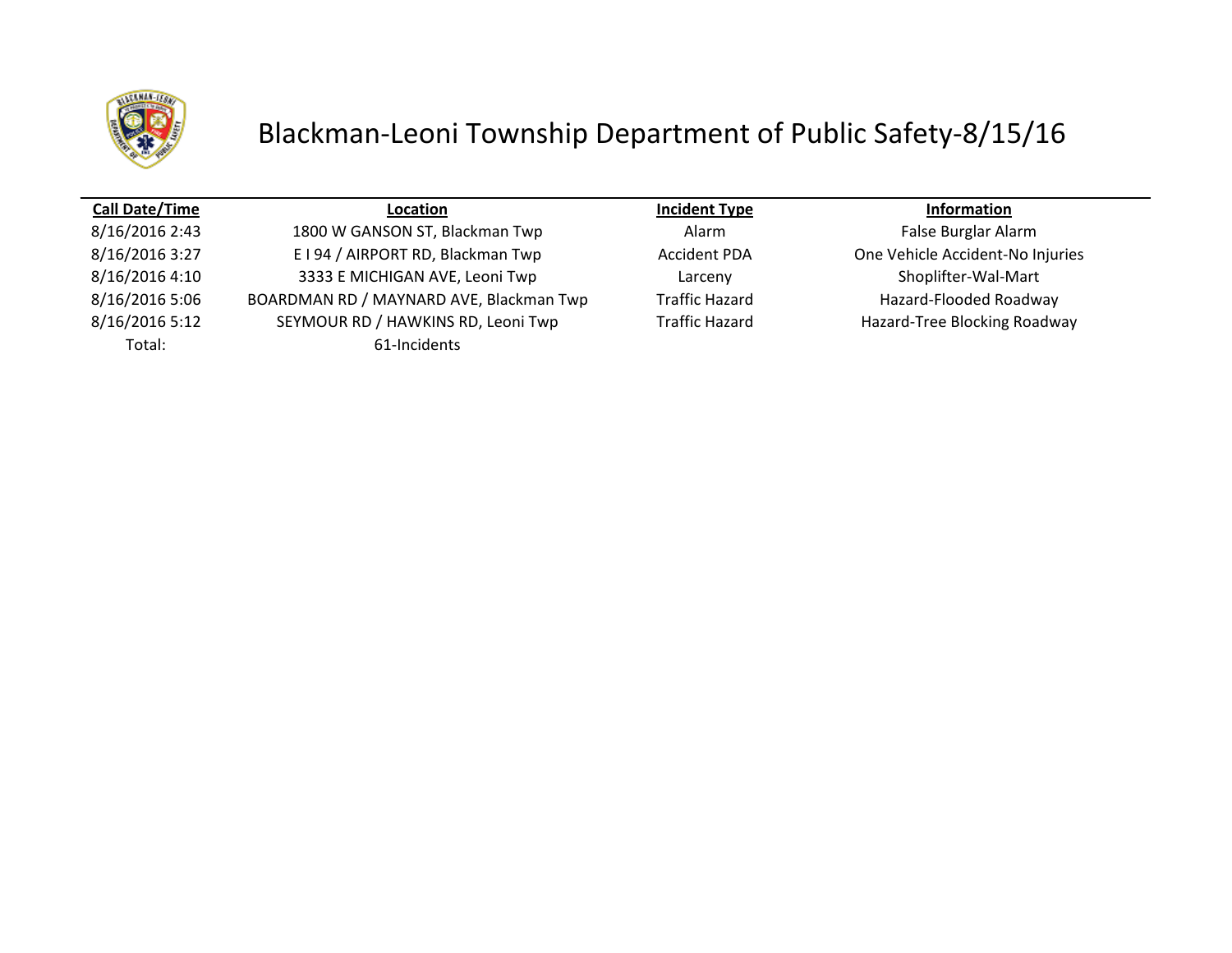# Blackman-Leoni Township Department of Public Safety-8/15/16

| Call Date/Time | Location | Incident Type | Information |
| --- | --- | --- | --- |
| 8/16/2016 2:43 | 1800 W GANSON ST, Blackman Twp | Alarm | False Burglar Alarm |
| 8/16/2016 3:27 | E I 94 / AIRPORT RD, Blackman Twp | Accident PDA | One Vehicle Accident-No Injuries |
| 8/16/2016 4:10 | 3333 E MICHIGAN AVE, Leoni Twp | Larceny | Shoplifter-Wal-Mart |
| 8/16/2016 5:06 | BOARDMAN RD / MAYNARD AVE, Blackman Twp | Traffic Hazard | Hazard-Flooded Roadway |
| 8/16/2016 5:12 | SEYMOUR RD / HAWKINS RD, Leoni Twp | Traffic Hazard | Hazard-Tree Blocking Roadway |
| Total: | 61-Incidents | | |